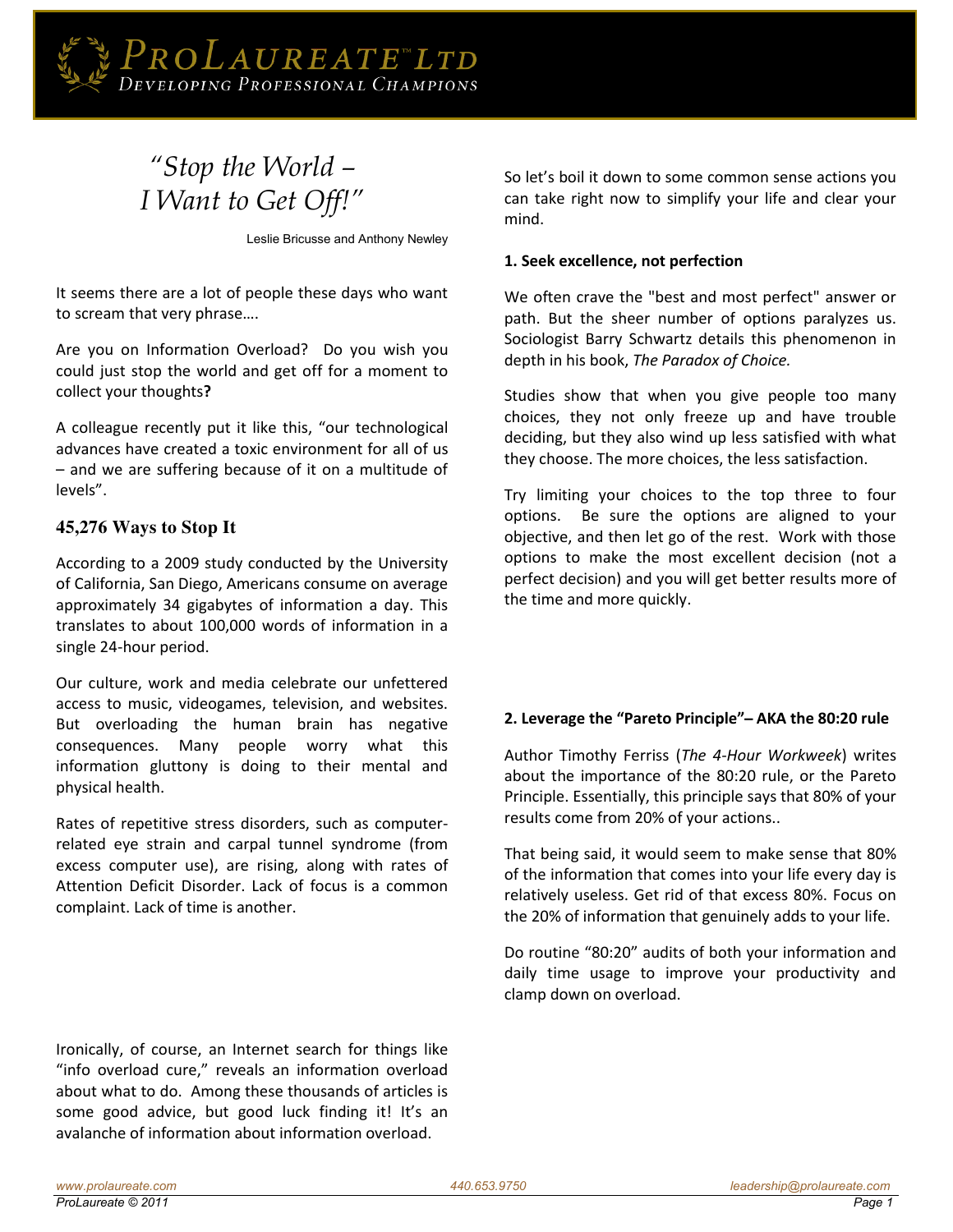# *"Stop the World – I Want to Get Off!"*

Leslie Bricusse and Anthony Newley

It seems there are a lot of people these days who want to scream that very phrase….

Are you on Information Overload? Do you wish you could just stop the world and get off for a moment to collect your thoughts**?**

A colleague recently put it like this, "our technological advances have created a toxic environment for all of us – and we are suffering because of it on a multitude of levels".

## 45,276 Ways to Stop It

According to a 2009 study conducted by the University of California, San Diego, Americans consume on average approximately 34 gigabytes of information a day. This translates to about 100,000 words of information in a single 24-hour period.

Our culture, work and media celebrate our unfettered access to music, videogames, television, and websites. But overloading the human brain has negative consequences. Many people worry what this information gluttony is doing to their mental and physical health.

Rates of repetitive stress disorders, such as computer-related eye strain and carpal tunnel syndrome (from excess computer use), are rising, along with rates of Attention Deficit Disorder. Lack of focus is a common complaint. Lack of time is another.

Ironically, of course, an Internet search for things like "info overload cure," reveals an information overload about what to do. Among these thousands of articles is some good advice, but good luck finding it! It's an avalanche of information about information overload.

So let's boil it down to some common sense actions you can take right now to simplify your life and clear your mind.

**1. Seek excellence, not perfection**

We often crave the "best and most perfect" answer or path. But the sheer number of options paralyzes us. Sociologist Barry Schwartz details this phenomenon in depth in his book, *The Paradox of Choice.*

Studies show that when you give people too many choices, they not only freeze up and have trouble deciding, but they also wind up less satisfied with what they choose. The more choices, the less satisfaction.

Try limiting your choices to the top three to four options. Be sure the options are aligned to your objective, and then let go of the rest. Work with those options to make the most excellent decision (not a perfect decision) and you will get better results more of the time and more quickly.

**2. Leverage the "Pareto Principle"– AKA the 80:20 rule**

Author Timothy Ferriss (*The 4-Hour Workweek*) writes about the importance of the 80:20 rule, or the Pareto Principle. Essentially, this principle says that 80% of your results come from 20% of your actions..

That being said, it would seem to make sense that 80% of the information that comes into your life every day is relatively useless. Get rid of that excess 80%. Focus on the 20% of information that genuinely adds to your life.

Do routine "80:20" audits of both your information and daily time usage to improve your productivity and clamp down on overload.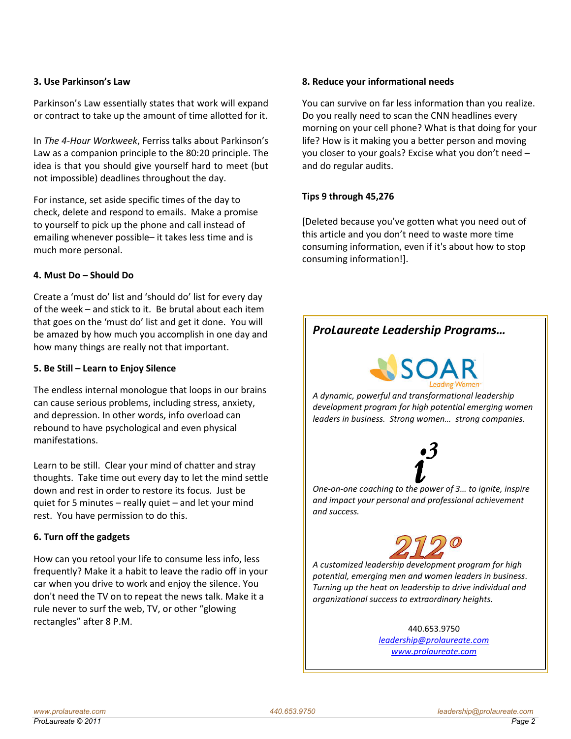**3. Use Parkinson's Law**

Parkinson's Law essentially states that work will expand or contract to take up the amount of time allotted for it.

In *The 4-Hour Workweek*, Ferriss talks about Parkinson's Law as a companion principle to the 80:20 principle. The idea is that you should give yourself hard to meet (but not impossible) deadlines throughout the day.

For instance, set aside specific times of the day to check, delete and respond to emails. Make a promise to yourself to pick up the phone and call instead of emailing whenever possible– it takes less time and is much more personal.

**4. Must Do – Should Do**

Create a 'must do' list and 'should do' list for every day of the week – and stick to it. Be brutal about each item that goes on the 'must do' list and get it done. You will be amazed by how much you accomplish in one day and how many things are really not that important.

**5. Be Still – Learn to Enjoy Silence**

The endless internal monologue that loops in our brains can cause serious problems, including stress, anxiety, and depression. In other words, info overload can rebound to have psychological and even physical manifestations.

Learn to be still. Clear your mind of chatter and stray thoughts. Take time out every day to let the mind settle down and rest in order to restore its focus. Just be quiet for 5 minutes – really quiet – and let your mind rest. You have permission to do this.

**6. Turn off the gadgets**

How can you retool your life to consume less info, less frequently? Make it a habit to leave the radio off in your car when you drive to work and enjoy the silence. You don't need the TV on to repeat the news talk. Make it a rule never to surf the web, TV, or other "glowing rectangles" after 8 P.M.

**8. Reduce your informational needs**

You can survive on far less information than you realize. Do you really need to scan the CNN headlines every morning on your cell phone? What is that doing for your life? How is it making you a better person and moving you closer to your goals? Excise what you don't need – and do regular audits.

**Tips 9 through 45,276**

[Deleted because you've gotten what you need out of this article and you don't need to waste more time consuming information, even if it's about how to stop consuming information!].

***ProLaureate Leadership Programs…***

SOAR Leading Women

*A dynamic, powerful and transformational leadership development program for high potential emerging women leaders in business. Strong women… strong companies.*

i³

*One-on-one coaching to the power of 3… to ignite, inspire and impact your personal and professional achievement and success.*

212°

*A customized leadership development program for high potential, emerging men and women leaders in business. Turning up the heat on leadership to drive individual and organizational success to extraordinary heights.*

440.653.9750
leadership@prolaureate.com
www.prolaureate.com